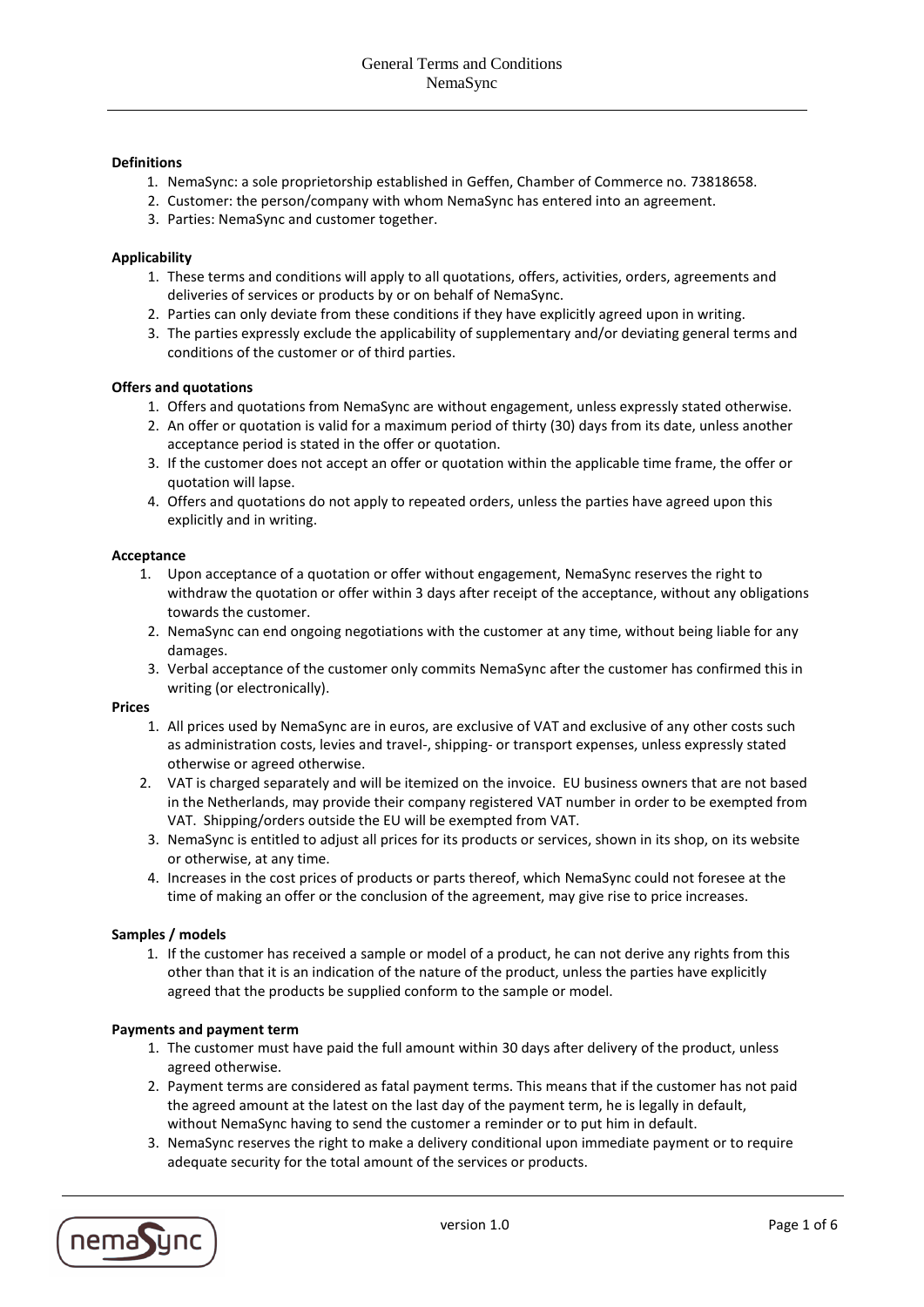# General Terms and Conditions
# NemaSync

**Definitions**

1. NemaSync: a sole proprietorship established in Geffen, Chamber of Commerce no. 73818658.
2. Customer: the person/company with whom NemaSync has entered into an agreement.
3. Parties: NemaSync and customer together.

**Applicability**

1. These terms and conditions will apply to all quotations, offers, activities, orders, agreements and deliveries of services or products by or on behalf of NemaSync.
2. Parties can only deviate from these conditions if they have explicitly agreed upon in writing.
3. The parties expressly exclude the applicability of supplementary and/or deviating general terms and conditions of the customer or of third parties.

**Offers and quotations**

1. Offers and quotations from NemaSync are without engagement, unless expressly stated otherwise.
2. An offer or quotation is valid for a maximum period of thirty (30) days from its date, unless another acceptance period is stated in the offer or quotation.
3. If the customer does not accept an offer or quotation within the applicable time frame, the offer or quotation will lapse.
4. Offers and quotations do not apply to repeated orders, unless the parties have agreed upon this explicitly and in writing.

**Acceptance**

1. Upon acceptance of a quotation or offer without engagement, NemaSync reserves the right to withdraw the quotation or offer within 3 days after receipt of the acceptance, without any obligations towards the customer.
2. NemaSync can end ongoing negotiations with the customer at any time, without being liable for any damages.
3. Verbal acceptance of the customer only commits NemaSync after the customer has confirmed this in writing (or electronically).

**Prices**

1. All prices used by NemaSync are in euros, are exclusive of VAT and exclusive of any other costs such as administration costs, levies and travel-, shipping- or transport expenses, unless expressly stated otherwise or agreed otherwise.
2. VAT is charged separately and will be itemized on the invoice. EU business owners that are not based in the Netherlands, may provide their company registered VAT number in order to be exempted from VAT. Shipping/orders outside the EU will be exempted from VAT.
3. NemaSync is entitled to adjust all prices for its products or services, shown in its shop, on its website or otherwise, at any time.
4. Increases in the cost prices of products or parts thereof, which NemaSync could not foresee at the time of making an offer or the conclusion of the agreement, may give rise to price increases.

**Samples / models**

1. If the customer has received a sample or model of a product, he can not derive any rights from this other than that it is an indication of the nature of the product, unless the parties have explicitly agreed that the products be supplied conform to the sample or model.

**Payments and payment term**

1. The customer must have paid the full amount within 30 days after delivery of the product, unless agreed otherwise.
2. Payment terms are considered as fatal payment terms. This means that if the customer has not paid the agreed amount at the latest on the last day of the payment term, he is legally in default, without NemaSync having to send the customer a reminder or to put him in default.
3. NemaSync reserves the right to make a delivery conditional upon immediate payment or to require adequate security for the total amount of the services or products.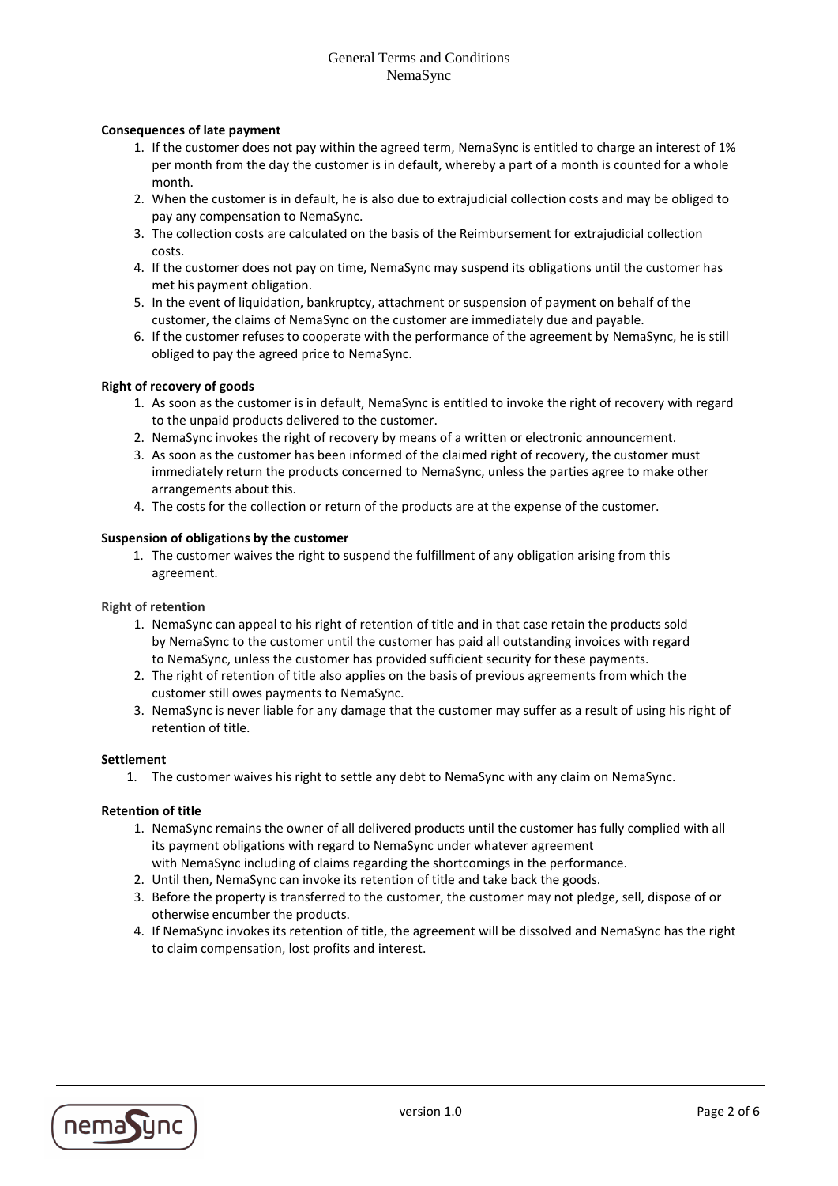**Consequences of late payment**

1. If the customer does not pay within the agreed term, NemaSync is entitled to charge an interest of 1% per month from the day the customer is in default, whereby a part of a month is counted for a whole month.
2. When the customer is in default, he is also due to extrajudicial collection costs and may be obliged to pay any compensation to NemaSync.
3. The collection costs are calculated on the basis of the Reimbursement for extrajudicial collection costs.
4. If the customer does not pay on time, NemaSync may suspend its obligations until the customer has met his payment obligation.
5. In the event of liquidation, bankruptcy, attachment or suspension of payment on behalf of the customer, the claims of NemaSync on the customer are immediately due and payable.
6. If the customer refuses to cooperate with the performance of the agreement by NemaSync, he is still obliged to pay the agreed price to NemaSync.

**Right of recovery of goods**

1. As soon as the customer is in default, NemaSync is entitled to invoke the right of recovery with regard to the unpaid products delivered to the customer.
2. NemaSync invokes the right of recovery by means of a written or electronic announcement.
3. As soon as the customer has been informed of the claimed right of recovery, the customer must immediately return the products concerned to NemaSync, unless the parties agree to make other arrangements about this.
4. The costs for the collection or return of the products are at the expense of the customer.

**Suspension of obligations by the customer**

1. The customer waives the right to suspend the fulfillment of any obligation arising from this agreement.

**Right of retention**

1. NemaSync can appeal to his right of retention of title and in that case retain the products sold by NemaSync to the customer until the customer has paid all outstanding invoices with regard to NemaSync, unless the customer has provided sufficient security for these payments.
2. The right of retention of title also applies on the basis of previous agreements from which the customer still owes payments to NemaSync.
3. NemaSync is never liable for any damage that the customer may suffer as a result of using his right of retention of title.

**Settlement**

1. The customer waives his right to settle any debt to NemaSync with any claim on NemaSync.

**Retention of title**

1. NemaSync remains the owner of all delivered products until the customer has fully complied with all its payment obligations with regard to NemaSync under whatever agreement with NemaSync including of claims regarding the shortcomings in the performance.
2. Until then, NemaSync can invoke its retention of title and take back the goods.
3. Before the property is transferred to the customer, the customer may not pledge, sell, dispose of or otherwise encumber the products.
4. If NemaSync invokes its retention of title, the agreement will be dissolved and NemaSync has the right to claim compensation, lost profits and interest.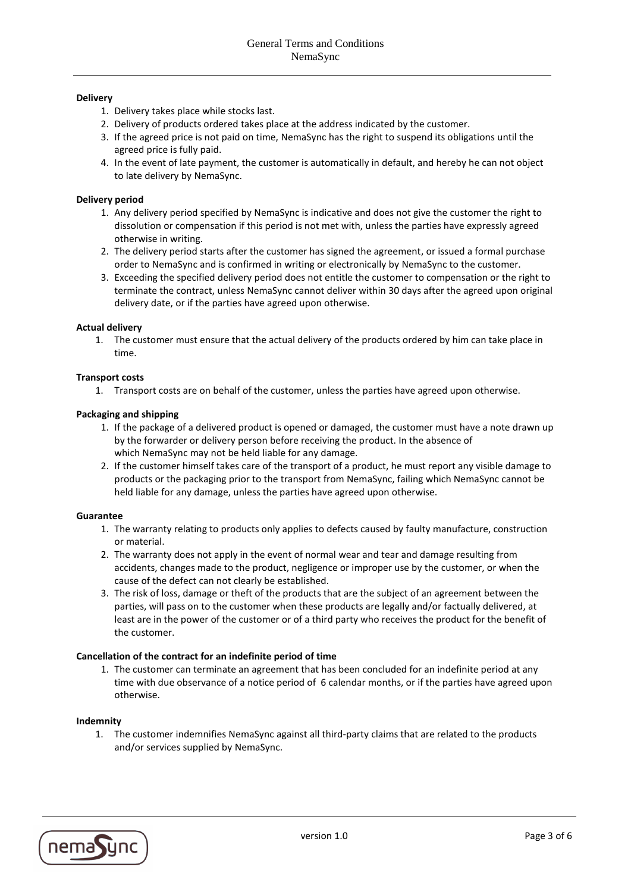**Delivery**

1. Delivery takes place while stocks last.
2. Delivery of products ordered takes place at the address indicated by the customer.
3. If the agreed price is not paid on time, NemaSync has the right to suspend its obligations until the agreed price is fully paid.
4. In the event of late payment, the customer is automatically in default, and hereby he can not object to late delivery by NemaSync.

**Delivery period**

1. Any delivery period specified by NemaSync is indicative and does not give the customer the right to dissolution or compensation if this period is not met with, unless the parties have expressly agreed otherwise in writing.
2. The delivery period starts after the customer has signed the agreement, or issued a formal purchase order to NemaSync and is confirmed in writing or electronically by NemaSync to the customer.
3. Exceeding the specified delivery period does not entitle the customer to compensation or the right to terminate the contract, unless NemaSync cannot deliver within 30 days after the agreed upon original delivery date, or if the parties have agreed upon otherwise.

**Actual delivery**

1. The customer must ensure that the actual delivery of the products ordered by him can take place in time.

**Transport costs**

1. Transport costs are on behalf of the customer, unless the parties have agreed upon otherwise.

**Packaging and shipping**

1. If the package of a delivered product is opened or damaged, the customer must have a note drawn up by the forwarder or delivery person before receiving the product. In the absence of which NemaSync may not be held liable for any damage.
2. If the customer himself takes care of the transport of a product, he must report any visible damage to products or the packaging prior to the transport from NemaSync, failing which NemaSync cannot be held liable for any damage, unless the parties have agreed upon otherwise.

**Guarantee**

1. The warranty relating to products only applies to defects caused by faulty manufacture, construction or material.
2. The warranty does not apply in the event of normal wear and tear and damage resulting from accidents, changes made to the product, negligence or improper use by the customer, or when the cause of the defect can not clearly be established.
3. The risk of loss, damage or theft of the products that are the subject of an agreement between the parties, will pass on to the customer when these products are legally and/or factually delivered, at least are in the power of the customer or of a third party who receives the product for the benefit of the customer.

**Cancellation of the contract for an indefinite period of time**

1. The customer can terminate an agreement that has been concluded for an indefinite period at any time with due observance of a notice period of 6 calendar months, or if the parties have agreed upon otherwise.

**Indemnity**

1. The customer indemnifies NemaSync against all third-party claims that are related to the products and/or services supplied by NemaSync.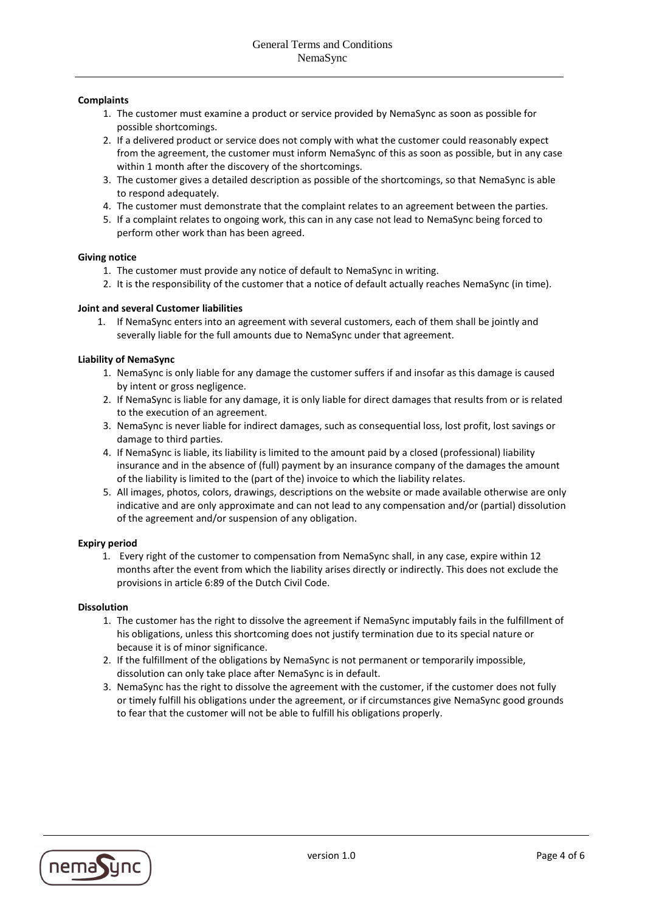**Complaints**

1. The customer must examine a product or service provided by NemaSync as soon as possible for possible shortcomings.
2. If a delivered product or service does not comply with what the customer could reasonably expect from the agreement, the customer must inform NemaSync of this as soon as possible, but in any case within 1 month after the discovery of the shortcomings.
3. The customer gives a detailed description as possible of the shortcomings, so that NemaSync is able to respond adequately.
4. The customer must demonstrate that the complaint relates to an agreement between the parties.
5. If a complaint relates to ongoing work, this can in any case not lead to NemaSync being forced to perform other work than has been agreed.

**Giving notice**

1. The customer must provide any notice of default to NemaSync in writing.
2. It is the responsibility of the customer that a notice of default actually reaches NemaSync (in time).

**Joint and several Customer liabilities**

1. If NemaSync enters into an agreement with several customers, each of them shall be jointly and severally liable for the full amounts due to NemaSync under that agreement.

**Liability of NemaSync**

1. NemaSync is only liable for any damage the customer suffers if and insofar as this damage is caused by intent or gross negligence.
2. If NemaSync is liable for any damage, it is only liable for direct damages that results from or is related to the execution of an agreement.
3. NemaSync is never liable for indirect damages, such as consequential loss, lost profit, lost savings or damage to third parties.
4. If NemaSync is liable, its liability is limited to the amount paid by a closed (professional) liability insurance and in the absence of (full) payment by an insurance company of the damages the amount of the liability is limited to the (part of the) invoice to which the liability relates.
5. All images, photos, colors, drawings, descriptions on the website or made available otherwise are only indicative and are only approximate and can not lead to any compensation and/or (partial) dissolution of the agreement and/or suspension of any obligation.

**Expiry period**

1. Every right of the customer to compensation from NemaSync shall, in any case, expire within 12 months after the event from which the liability arises directly or indirectly. This does not exclude the provisions in article 6:89 of the Dutch Civil Code.

**Dissolution**

1. The customer has the right to dissolve the agreement if NemaSync imputably fails in the fulfillment of his obligations, unless this shortcoming does not justify termination due to its special nature or because it is of minor significance.
2. If the fulfillment of the obligations by NemaSync is not permanent or temporarily impossible, dissolution can only take place after NemaSync is in default.
3. NemaSync has the right to dissolve the agreement with the customer, if the customer does not fully or timely fulfill his obligations under the agreement, or if circumstances give NemaSync good grounds to fear that the customer will not be able to fulfill his obligations properly.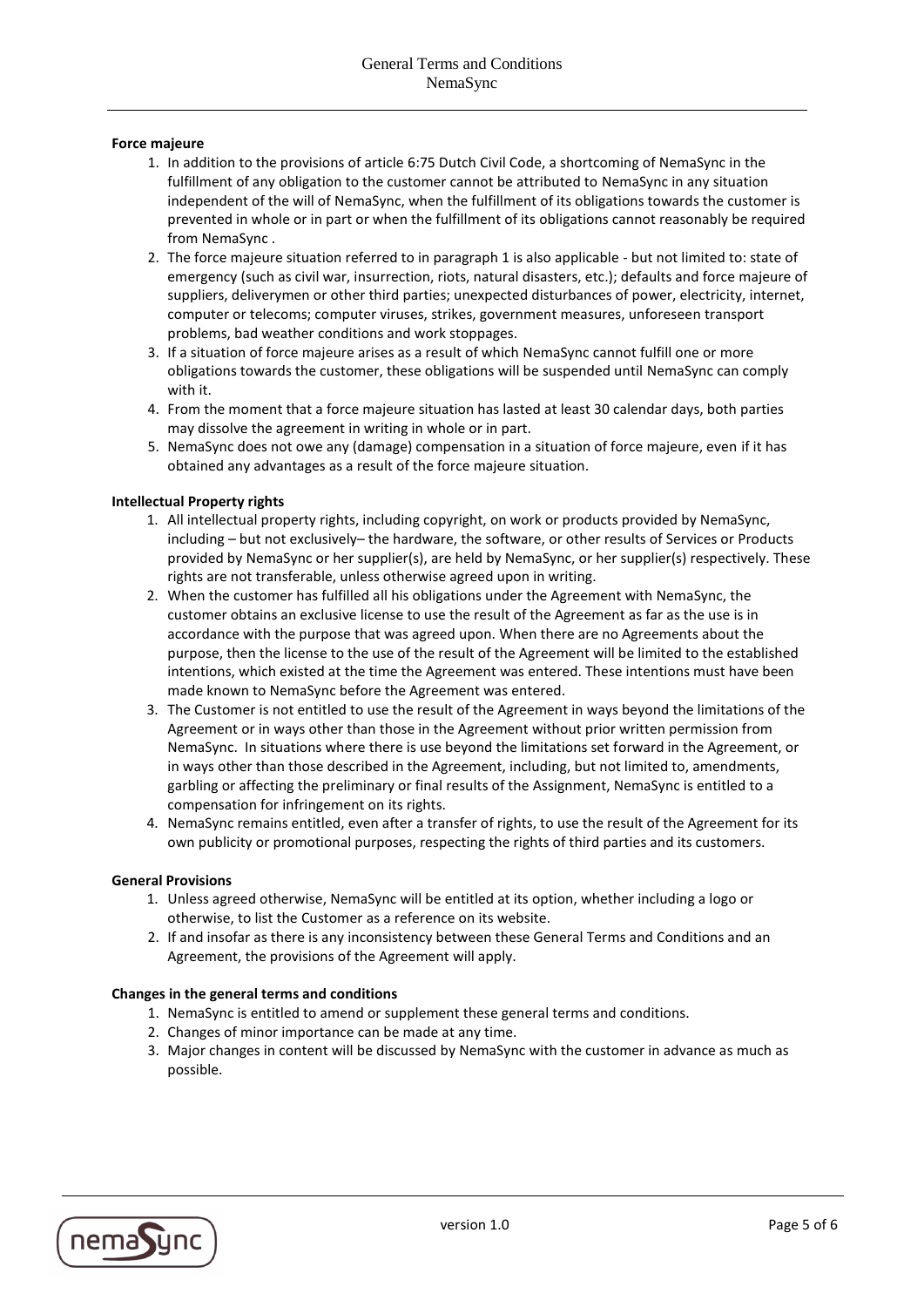**Force majeure**

1. In addition to the provisions of article 6:75 Dutch Civil Code, a shortcoming of NemaSync in the fulfillment of any obligation to the customer cannot be attributed to NemaSync in any situation independent of the will of NemaSync, when the fulfillment of its obligations towards the customer is prevented in whole or in part or when the fulfillment of its obligations cannot reasonably be required from NemaSync .
2. The force majeure situation referred to in paragraph 1 is also applicable - but not limited to: state of emergency (such as civil war, insurrection, riots, natural disasters, etc.); defaults and force majeure of suppliers, deliverymen or other third parties; unexpected disturbances of power, electricity, internet, computer or telecoms; computer viruses, strikes, government measures, unforeseen transport problems, bad weather conditions and work stoppages.
3. If a situation of force majeure arises as a result of which NemaSync cannot fulfill one or more obligations towards the customer, these obligations will be suspended until NemaSync can comply with it.
4. From the moment that a force majeure situation has lasted at least 30 calendar days, both parties may dissolve the agreement in writing in whole or in part.
5. NemaSync does not owe any (damage) compensation in a situation of force majeure, even if it has obtained any advantages as a result of the force majeure situation.

**Intellectual Property rights**

1. All intellectual property rights, including copyright, on work or products provided by NemaSync, including – but not exclusively– the hardware, the software, or other results of Services or Products provided by NemaSync or her supplier(s), are held by NemaSync, or her supplier(s) respectively. These rights are not transferable, unless otherwise agreed upon in writing.
2. When the customer has fulfilled all his obligations under the Agreement with NemaSync, the customer obtains an exclusive license to use the result of the Agreement as far as the use is in accordance with the purpose that was agreed upon. When there are no Agreements about the purpose, then the license to the use of the result of the Agreement will be limited to the established intentions, which existed at the time the Agreement was entered. These intentions must have been made known to NemaSync before the Agreement was entered.
3. The Customer is not entitled to use the result of the Agreement in ways beyond the limitations of the Agreement or in ways other than those in the Agreement without prior written permission from NemaSync. In situations where there is use beyond the limitations set forward in the Agreement, or in ways other than those described in the Agreement, including, but not limited to, amendments, garbling or affecting the preliminary or final results of the Assignment, NemaSync is entitled to a compensation for infringement on its rights.
4. NemaSync remains entitled, even after a transfer of rights, to use the result of the Agreement for its own publicity or promotional purposes, respecting the rights of third parties and its customers.

**General Provisions**

1. Unless agreed otherwise, NemaSync will be entitled at its option, whether including a logo or otherwise, to list the Customer as a reference on its website.
2. If and insofar as there is any inconsistency between these General Terms and Conditions and an Agreement, the provisions of the Agreement will apply.

**Changes in the general terms and conditions**

1. NemaSync is entitled to amend or supplement these general terms and conditions.
2. Changes of minor importance can be made at any time.
3. Major changes in content will be discussed by NemaSync with the customer in advance as much as possible.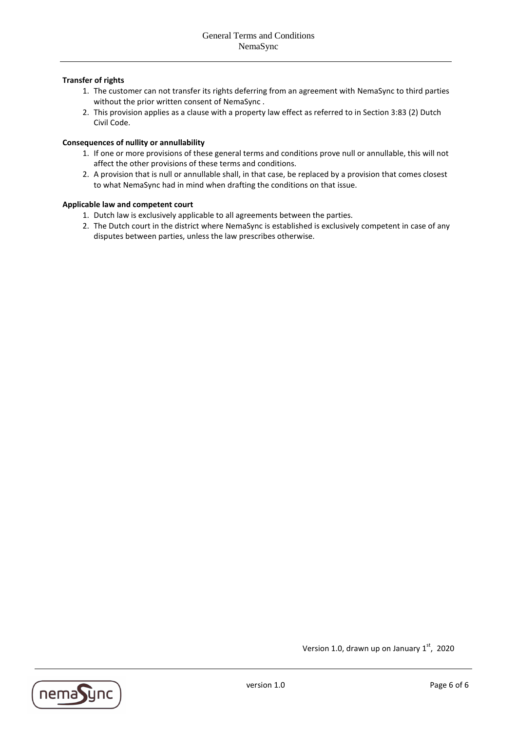**Transfer of rights**

1. The customer can not transfer its rights deferring from an agreement with NemaSync to third parties without the prior written consent of NemaSync .
2. This provision applies as a clause with a property law effect as referred to in Section 3:83 (2) Dutch Civil Code.

**Consequences of nullity or annullability**

1. If one or more provisions of these general terms and conditions prove null or annullable, this will not affect the other provisions of these terms and conditions.
2. A provision that is null or annullable shall, in that case, be replaced by a provision that comes closest to what NemaSync had in mind when drafting the conditions on that issue.

**Applicable law and competent court**

1. Dutch law is exclusively applicable to all agreements between the parties.
2. The Dutch court in the district where NemaSync is established is exclusively competent in case of any disputes between parties, unless the law prescribes otherwise.

Version 1.0, drawn up on January 1st, 2020